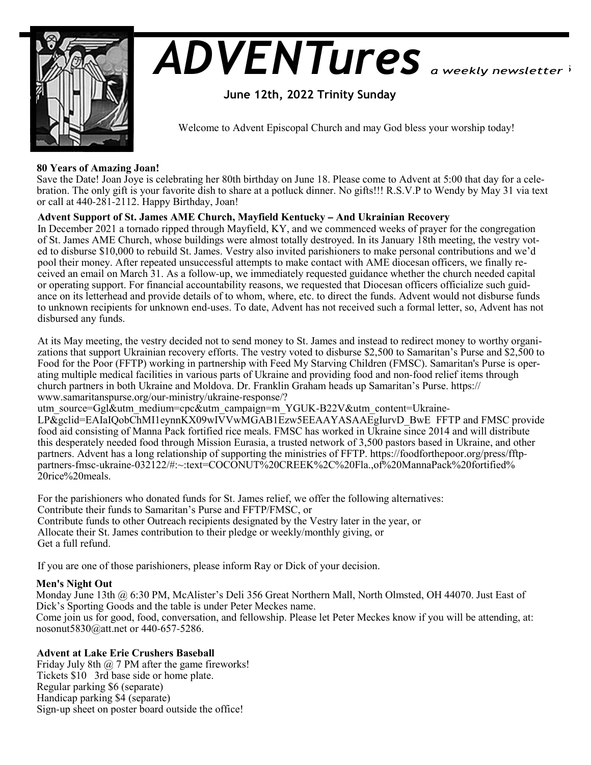# *ADVENTures* *a weekly newsletter*

**June 12th, 2022 Trinity Sunday**

Welcome to Advent Episcopal Church and may God bless your worship today!

**80 Years of Amazing Joan!**

Save the Date! Joan Joye is celebrating her 80th birthday on June 18. Please come to Advent at 5:00 that day for a celebration. The only gift is your favorite dish to share at a potluck dinner. No gifts!!! R.S.V.P to Wendy by May 31 via text or call at 440-281-2112. Happy Birthday, Joan!

**Advent Support of St. James AME Church, Mayfield Kentucky – And Ukrainian Recovery**

In December 2021 a tornado ripped through Mayfield, KY, and we commenced weeks of prayer for the congregation of St. James AME Church, whose buildings were almost totally destroyed. In its January 18th meeting, the vestry voted to disburse $10,000 to rebuild St. James. Vestry also invited parishioners to make personal contributions and we'd pool their money. After repeated unsuccessful attempts to make contact with AME diocesan officers, we finally received an email on March 31. As a follow-up, we immediately requested guidance whether the church needed capital or operating support. For financial accountability reasons, we requested that Diocesan officers officialize such guidance on its letterhead and provide details of to whom, where, etc. to direct the funds. Advent would not disburse funds to unknown recipients for unknown end-uses. To date, Advent has not received such a formal letter, so, Advent has not disbursed any funds.

At its May meeting, the vestry decided not to send money to St. James and instead to redirect money to worthy organizations that support Ukrainian recovery efforts. The vestry voted to disburse $2,500 to Samaritan's Purse and $2,500 to Food for the Poor (FFTP) working in partnership with Feed My Starving Children (FMSC). Samaritan's Purse is operating multiple medical facilities in various parts of Ukraine and providing food and non-food relief items through church partners in both Ukraine and Moldova. Dr. Franklin Graham heads up Samaritan's Purse. https://www.samaritanspurse.org/our-ministry/ukraine-response/?utm_source=Ggl&utm_medium=cpc&utm_campaign=m_YGUK-B22V&utm_content=Ukraine-LP&gclid=EAIaIQobChMI1eynnKX09wIVVwMGAB1Ezw5EEAAYASAAEgIurvD_BwE FFTP and FMSC provide food aid consisting of Manna Pack fortified rice meals. FMSC has worked in Ukraine since 2014 and will distribute this desperately needed food through Mission Eurasia, a trusted network of 3,500 pastors based in Ukraine, and other partners. Advent has a long relationship of supporting the ministries of FFTP. https://foodforthepoor.org/press/fftp-partners-fmsc-ukraine-032122/#:~:text=COCONUT%20CREEK%2C%20Fla.,of%20MannaPack%20fortified%20rice%20meals.

For the parishioners who donated funds for St. James relief, we offer the following alternatives:

Contribute their funds to Samaritan's Purse and FFTP/FMSC, or
Contribute funds to other Outreach recipients designated by the Vestry later in the year, or
Allocate their St. James contribution to their pledge or weekly/monthly giving, or
Get a full refund.

If you are one of those parishioners, please inform Ray or Dick of your decision.

**Men's Night Out**

Monday June 13th @ 6:30 PM, McAlister's Deli 356 Great Northern Mall, North Olmsted, OH 44070. Just East of Dick's Sporting Goods and the table is under Peter Meckes name.
Come join us for good, food, conversation, and fellowship. Please let Peter Meckes know if you will be attending, at: nosonut5830@att.net or 440-657-5286.

**Advent at Lake Erie Crushers Baseball**

Friday July 8th @ 7 PM after the game fireworks!
Tickets $10 3rd base side or home plate.
Regular parking $6 (separate)
Handicap parking $4 (separate)
Sign-up sheet on poster board outside the office!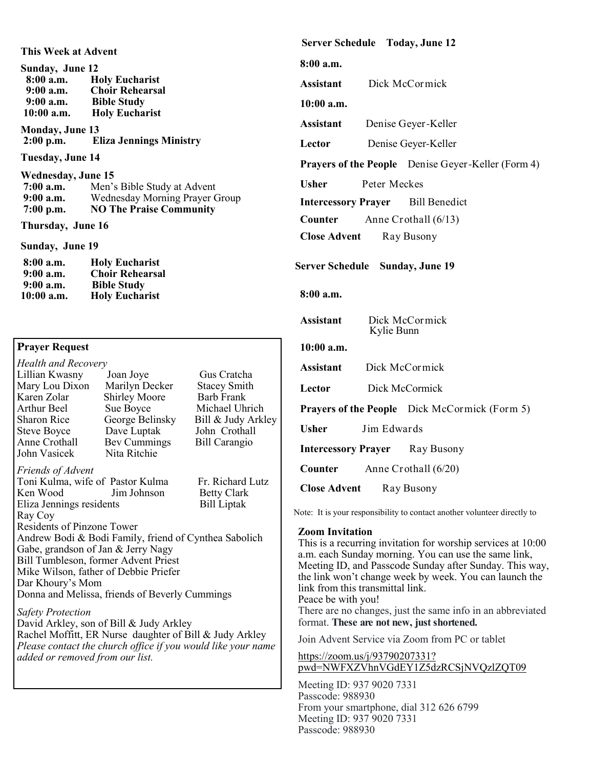## This Week at Advent

**Sunday, June 12**

| | |
|---|---|
| **8:00 a.m.** | **Holy Eucharist** |
| **9:00 a.m.** | **Choir Rehearsal** |
| **9:00 a.m.** | **Bible Study** |
| **10:00 a.m.** | **Holy Eucharist** |

**Monday, June 13**

| | |
|---|---|
| **2:00 p.m.** | **Eliza Jennings Ministry** |

**Tuesday, June 14**

**Wednesday, June 15**

| | |
|---|---|
| **7:00 a.m.** | Men's Bible Study at Advent |
| **9:00 a.m.** | Wednesday Morning Prayer Group |
| **7:00 p.m.** | **NO The Praise Community** |

**Thursday, June 16**

**Sunday, June 19**

| | |
|---|---|
| **8:00 a.m.** | **Holy Eucharist** |
| **9:00 a.m.** | **Choir Rehearsal** |
| **9:00 a.m.** | **Bible Study** |
| **10:00 a.m.** | **Holy Eucharist** |

## Prayer Request

*Health and Recovery*

| | | |
|---|---|---|
| Lillian Kwasny | Joan Joye | Gus Cratcha |
| Mary Lou Dixon | Marilyn Decker | Stacey Smith |
| Karen Zolar | Shirley Moore | Barb Frank |
| Arthur Beel | Sue Boyce | Michael Uhrich |
| Sharon Rice | George Belinsky | Bill & Judy Arkley |
| Steve Boyce | Dave Luptak | John Crothall |
| Anne Crothall | Bev Cummings | Bill Carangio |
| John Vasicek | Nita Ritchie | |

*Friends of Advent*

Toni Kulma, wife of Pastor Kulma — Fr. Richard Lutz
Ken Wood — Jim Johnson — Betty Clark
Eliza Jennings residents — Bill Liptak
Ray Coy
Residents of Pinzone Tower
Andrew Bodi & Bodi Family, friend of Cynthea Sabolich
Gabe, grandson of Jan & Jerry Nagy
Bill Tumbleson, former Advent Priest
Mike Wilson, father of Debbie Priefer
Dar Khoury's Mom
Donna and Melissa, friends of Beverly Cummings

*Safety Protection*

David Arkley, son of Bill & Judy Arkley
Rachel Moffitt, ER Nurse daughter of Bill & Judy Arkley

*Please contact the church office if you would like your name added or removed from our list.*

## Server Schedule Today, June 12

**8:00 a.m.**

**Assistant** Dick McCormick

**10:00 a.m.**

**Assistant** Denise Geyer-Keller

**Lector** Denise Geyer-Keller

**Prayers of the People** Denise Geyer-Keller (Form 4)

**Usher** Peter Meckes

**Intercessory Prayer** Bill Benedict

**Counter** Anne Crothall (6/13)

**Close Advent** Ray Busony

## Server Schedule Sunday, June 19

**8:00 a.m.**

**Assistant** Dick McCormick
Kylie Bunn

**10:00 a.m.**

**Assistant** Dick McCormick

**Lector** Dick McCormick

**Prayers of the People** Dick McCormick (Form 5)

**Usher** Jim Edwards

**Intercessory Prayer** Ray Busony

**Counter** Anne Crothall (6/20)

**Close Advent** Ray Busony

Note: It is your responsibility to contact another volunteer directly to

**Zoom Invitation**

This is a recurring invitation for worship services at 10:00 a.m. each Sunday morning. You can use the same link, Meeting ID, and Passcode Sunday after Sunday. This way, the link won't change week by week. You can launch the link from this transmittal link.
Peace be with you!
There are no changes, just the same info in an abbreviated format. **These are not new, just shortened.**

Join Advent Service via Zoom from PC or tablet

https://zoom.us/j/93790207331?pwd=NWFXZVhnVGdEY1Z5dzRCSjNVQzlZQT09

Meeting ID: 937 9020 7331
Passcode: 988930
From your smartphone, dial 312 626 6799
Meeting ID: 937 9020 7331
Passcode: 988930